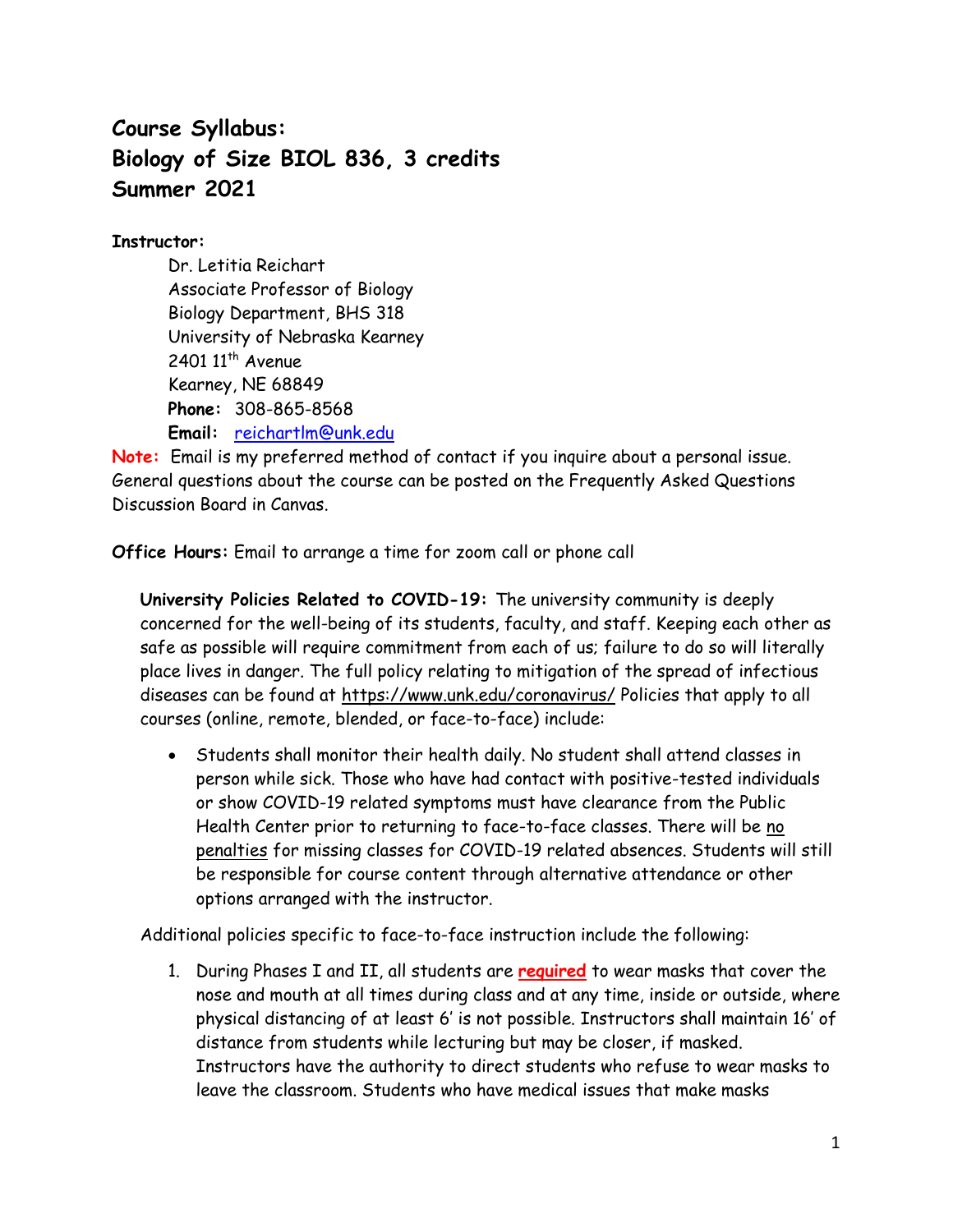# Course Syllabus:
# Biology of Size BIOL 836, 3 credits
# Summer 2021

**Instructor:**

Dr. Letitia Reichart
Associate Professor of Biology
Biology Department, BHS 318
University of Nebraska Kearney
2401 11th Avenue
Kearney, NE 68849
**Phone:** 308-865-8568
**Email:** reichartlm@unk.edu

**Note:** Email is my preferred method of contact if you inquire about a personal issue. General questions about the course can be posted on the Frequently Asked Questions Discussion Board in Canvas.

**Office Hours:** Email to arrange a time for zoom call or phone call

**University Policies Related to COVID-19:** The university community is deeply concerned for the well-being of its students, faculty, and staff. Keeping each other as safe as possible will require commitment from each of us; failure to do so will literally place lives in danger. The full policy relating to mitigation of the spread of infectious diseases can be found at https://www.unk.edu/coronavirus/ Policies that apply to all courses (online, remote, blended, or face-to-face) include:

- Students shall monitor their health daily. No student shall attend classes in person while sick. Those who have had contact with positive-tested individuals or show COVID-19 related symptoms must have clearance from the Public Health Center prior to returning to face-to-face classes. There will be no penalties for missing classes for COVID-19 related absences. Students will still be responsible for course content through alternative attendance or other options arranged with the instructor.

Additional policies specific to face-to-face instruction include the following:

1. During Phases I and II, all students are **required** to wear masks that cover the nose and mouth at all times during class and at any time, inside or outside, where physical distancing of at least 6' is not possible. Instructors shall maintain 16' of distance from students while lecturing but may be closer, if masked. Instructors have the authority to direct students who refuse to wear masks to leave the classroom. Students who have medical issues that make masks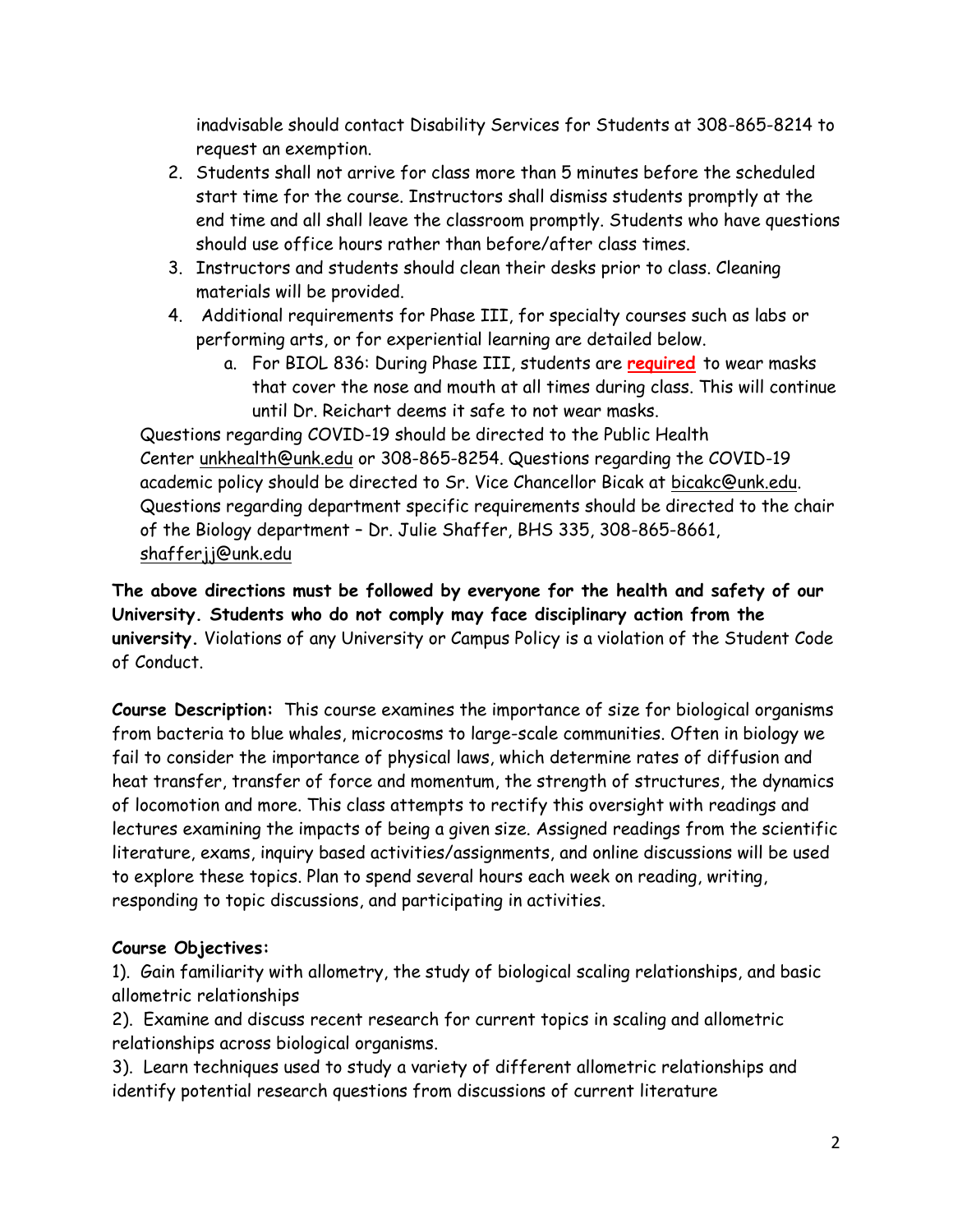inadvisable should contact Disability Services for Students at 308-865-8214 to request an exemption.

2. Students shall not arrive for class more than 5 minutes before the scheduled start time for the course. Instructors shall dismiss students promptly at the end time and all shall leave the classroom promptly. Students who have questions should use office hours rather than before/after class times.
3. Instructors and students should clean their desks prior to class. Cleaning materials will be provided.
4. Additional requirements for Phase III, for specialty courses such as labs or performing arts, or for experiential learning are detailed below.
   a. For BIOL 836: During Phase III, students are **required** to wear masks that cover the nose and mouth at all times during class. This will continue until Dr. Reichart deems it safe to not wear masks.

Questions regarding COVID-19 should be directed to the Public Health Center unkhealth@unk.edu or 308-865-8254. Questions regarding the COVID-19 academic policy should be directed to Sr. Vice Chancellor Bicak at bicakc@unk.edu. Questions regarding department specific requirements should be directed to the chair of the Biology department – Dr. Julie Shaffer, BHS 335, 308-865-8661, shafferjj@unk.edu

**The above directions must be followed by everyone for the health and safety of our University. Students who do not comply may face disciplinary action from the university.** Violations of any University or Campus Policy is a violation of the Student Code of Conduct.

**Course Description:** This course examines the importance of size for biological organisms from bacteria to blue whales, microcosms to large-scale communities. Often in biology we fail to consider the importance of physical laws, which determine rates of diffusion and heat transfer, transfer of force and momentum, the strength of structures, the dynamics of locomotion and more. This class attempts to rectify this oversight with readings and lectures examining the impacts of being a given size. Assigned readings from the scientific literature, exams, inquiry based activities/assignments, and online discussions will be used to explore these topics. Plan to spend several hours each week on reading, writing, responding to topic discussions, and participating in activities.

**Course Objectives:**

1). Gain familiarity with allometry, the study of biological scaling relationships, and basic allometric relationships

2). Examine and discuss recent research for current topics in scaling and allometric relationships across biological organisms.

3). Learn techniques used to study a variety of different allometric relationships and identify potential research questions from discussions of current literature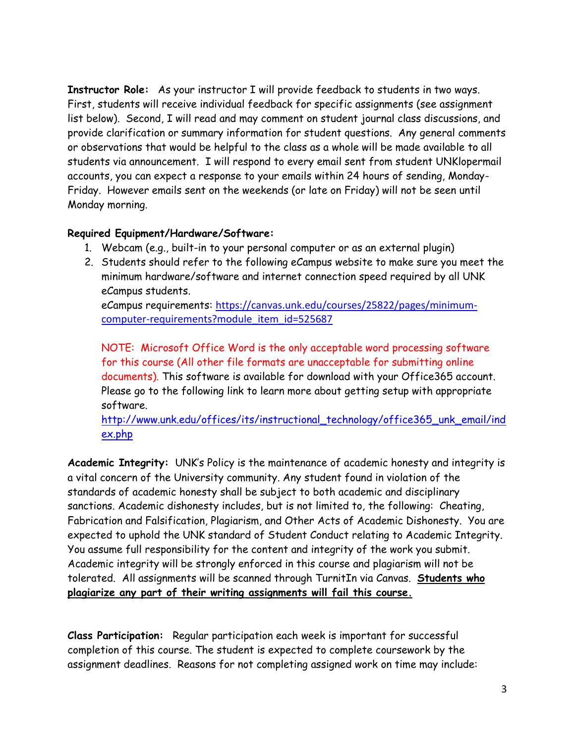**Instructor Role:** As your instructor I will provide feedback to students in two ways. First, students will receive individual feedback for specific assignments (see assignment list below). Second, I will read and may comment on student journal class discussions, and provide clarification or summary information for student questions. Any general comments or observations that would be helpful to the class as a whole will be made available to all students via announcement. I will respond to every email sent from student UNKlopermail accounts, you can expect a response to your emails within 24 hours of sending, Monday-Friday. However emails sent on the weekends (or late on Friday) will not be seen until Monday morning.

**Required Equipment/Hardware/Software:**

1. Webcam (e.g., built-in to your personal computer or as an external plugin)
2. Students should refer to the following eCampus website to make sure you meet the minimum hardware/software and internet connection speed required by all UNK eCampus students.
   eCampus requirements: https://canvas.unk.edu/courses/25822/pages/minimum-computer-requirements?module_item_id=525687

   NOTE: Microsoft Office Word is the only acceptable word processing software for this course (All other file formats are unacceptable for submitting online documents). This software is available for download with your Office365 account. Please go to the following link to learn more about getting setup with appropriate software.
   http://www.unk.edu/offices/its/instructional_technology/office365_unk_email/index.php

**Academic Integrity:** UNK's Policy is the maintenance of academic honesty and integrity is a vital concern of the University community. Any student found in violation of the standards of academic honesty shall be subject to both academic and disciplinary sanctions. Academic dishonesty includes, but is not limited to, the following: Cheating, Fabrication and Falsification, Plagiarism, and Other Acts of Academic Dishonesty. You are expected to uphold the UNK standard of Student Conduct relating to Academic Integrity. You assume full responsibility for the content and integrity of the work you submit. Academic integrity will be strongly enforced in this course and plagiarism will not be tolerated. All assignments will be scanned through TurnitIn via Canvas. **Students who plagiarize any part of their writing assignments will fail this course.**

**Class Participation:** Regular participation each week is important for successful completion of this course. The student is expected to complete coursework by the assignment deadlines. Reasons for not completing assigned work on time may include: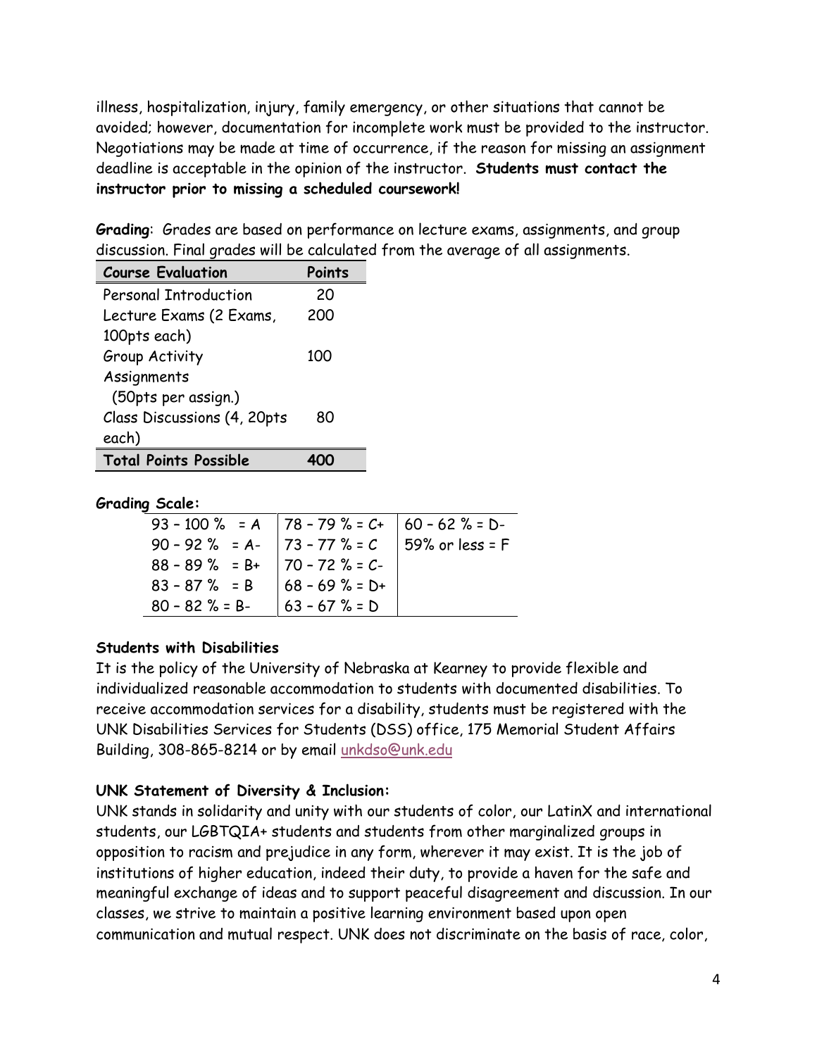illness, hospitalization, injury, family emergency, or other situations that cannot be avoided; however, documentation for incomplete work must be provided to the instructor. Negotiations may be made at time of occurrence, if the reason for missing an assignment deadline is acceptable in the opinion of the instructor. **Students must contact the instructor prior to missing a scheduled coursework!**

**Grading**: Grades are based on performance on lecture exams, assignments, and group discussion. Final grades will be calculated from the average of all assignments.

| Course Evaluation | Points |
|---|---|
| Personal Introduction | 20 |
| Lecture Exams (2 Exams, 100pts each) | 200 |
| Group Activity Assignments (50pts per assign.) | 100 |
| Class Discussions (4, 20pts each) | 80 |
| **Total Points Possible** | **400** |

**Grading Scale:**

| | | |
|---|---|---|
| 93 – 100 % = A | 78 – 79 % = C+ | 60 – 62 % = D- |
| 90 – 92 % = A- | 73 – 77 % = C | 59% or less = F |
| 88 – 89 % = B+ | 70 – 72 % = C- | |
| 83 – 87 % = B | 68 – 69 % = D+ | |
| 80 – 82 % = B- | 63 – 67 % = D | |

**Students with Disabilities**

It is the policy of the University of Nebraska at Kearney to provide flexible and individualized reasonable accommodation to students with documented disabilities. To receive accommodation services for a disability, students must be registered with the UNK Disabilities Services for Students (DSS) office, 175 Memorial Student Affairs Building, 308-865-8214 or by email unkdso@unk.edu

**UNK Statement of Diversity & Inclusion:**

UNK stands in solidarity and unity with our students of color, our LatinX and international students, our LGBTQIA+ students and students from other marginalized groups in opposition to racism and prejudice in any form, wherever it may exist. It is the job of institutions of higher education, indeed their duty, to provide a haven for the safe and meaningful exchange of ideas and to support peaceful disagreement and discussion. In our classes, we strive to maintain a positive learning environment based upon open communication and mutual respect. UNK does not discriminate on the basis of race, color,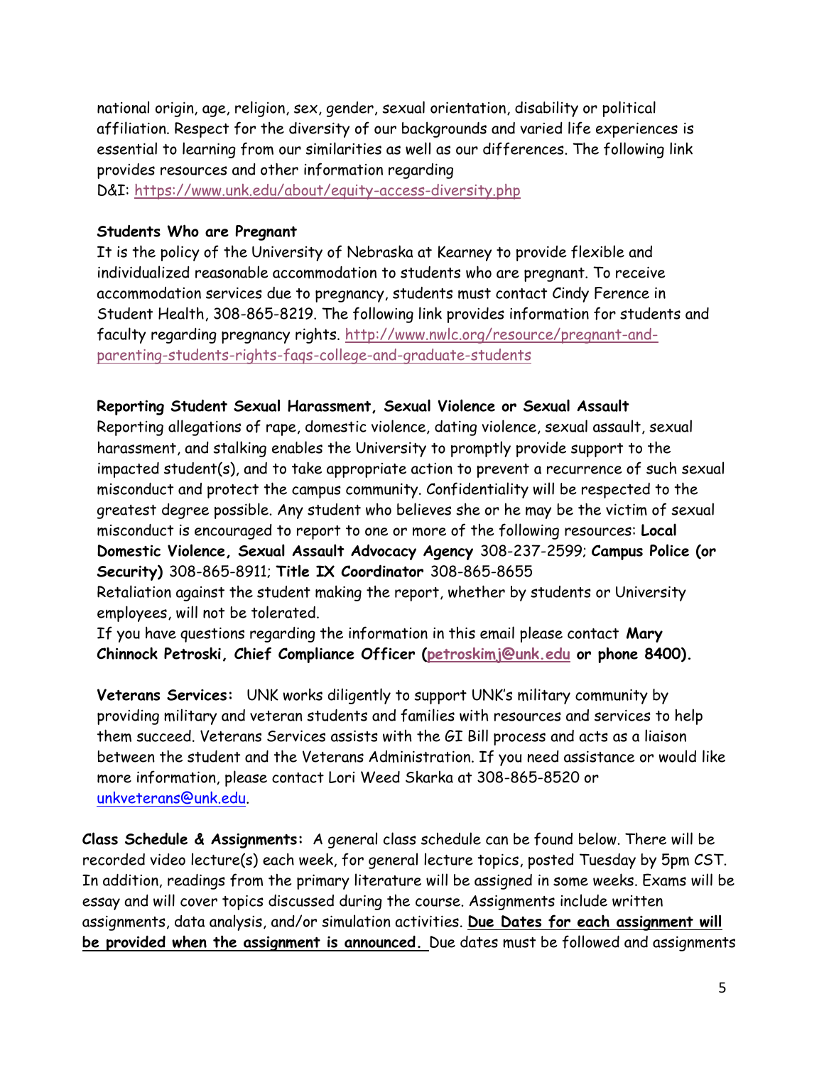national origin, age, religion, sex, gender, sexual orientation, disability or political affiliation. Respect for the diversity of our backgrounds and varied life experiences is essential to learning from our similarities as well as our differences. The following link provides resources and other information regarding
D&I: https://www.unk.edu/about/equity-access-diversity.php

**Students Who are Pregnant**
It is the policy of the University of Nebraska at Kearney to provide flexible and individualized reasonable accommodation to students who are pregnant. To receive accommodation services due to pregnancy, students must contact Cindy Ference in Student Health, 308-865-8219. The following link provides information for students and faculty regarding pregnancy rights. http://www.nwlc.org/resource/pregnant-and-parenting-students-rights-faqs-college-and-graduate-students

**Reporting Student Sexual Harassment, Sexual Violence or Sexual Assault**
Reporting allegations of rape, domestic violence, dating violence, sexual assault, sexual harassment, and stalking enables the University to promptly provide support to the impacted student(s), and to take appropriate action to prevent a recurrence of such sexual misconduct and protect the campus community. Confidentiality will be respected to the greatest degree possible. Any student who believes she or he may be the victim of sexual misconduct is encouraged to report to one or more of the following resources: **Local Domestic Violence, Sexual Assault Advocacy Agency** 308-237-2599; **Campus Police (or Security)** 308-865-8911; **Title IX Coordinator** 308-865-8655
Retaliation against the student making the report, whether by students or University employees, will not be tolerated.
If you have questions regarding the information in this email please contact **Mary Chinnock Petroski, Chief Compliance Officer (petroskimj@unk.edu or phone 8400).**

**Veterans Services:** UNK works diligently to support UNK's military community by providing military and veteran students and families with resources and services to help them succeed. Veterans Services assists with the GI Bill process and acts as a liaison between the student and the Veterans Administration. If you need assistance or would like more information, please contact Lori Weed Skarka at 308-865-8520 or unkveterans@unk.edu.

**Class Schedule & Assignments:** A general class schedule can be found below. There will be recorded video lecture(s) each week, for general lecture topics, posted Tuesday by 5pm CST. In addition, readings from the primary literature will be assigned in some weeks. Exams will be essay and will cover topics discussed during the course. Assignments include written assignments, data analysis, and/or simulation activities. **Due Dates for each assignment will be provided when the assignment is announced.** Due dates must be followed and assignments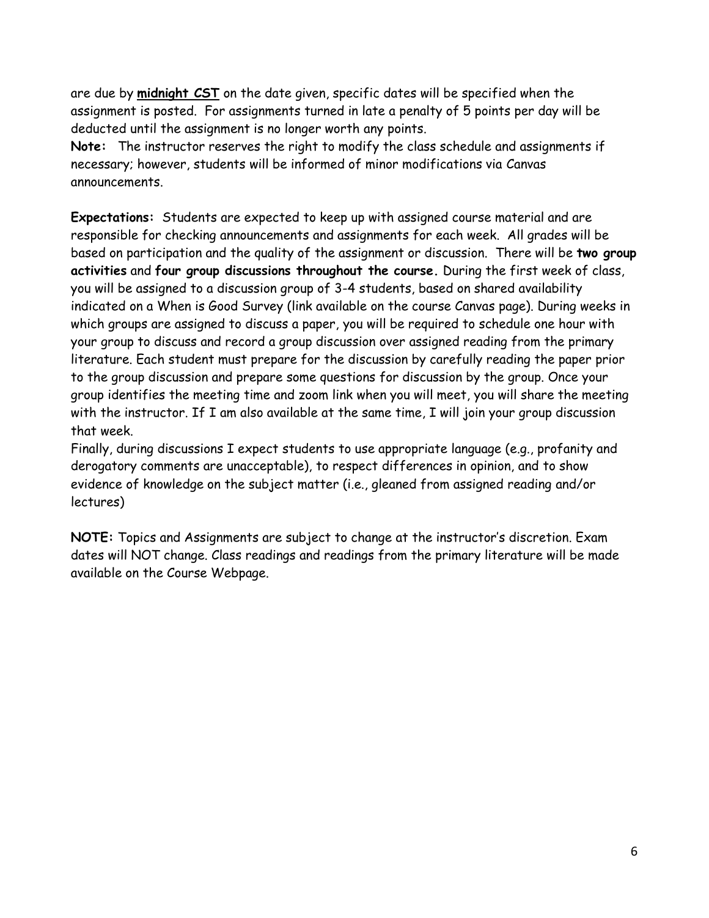are due by **midnight CST** on the date given, specific dates will be specified when the assignment is posted. For assignments turned in late a penalty of 5 points per day will be deducted until the assignment is no longer worth any points.

**Note:** The instructor reserves the right to modify the class schedule and assignments if necessary; however, students will be informed of minor modifications via Canvas announcements.

**Expectations:** Students are expected to keep up with assigned course material and are responsible for checking announcements and assignments for each week. All grades will be based on participation and the quality of the assignment or discussion. There will be **two group activities** and **four group discussions throughout the course.** During the first week of class, you will be assigned to a discussion group of 3-4 students, based on shared availability indicated on a When is Good Survey (link available on the course Canvas page). During weeks in which groups are assigned to discuss a paper, you will be required to schedule one hour with your group to discuss and record a group discussion over assigned reading from the primary literature. Each student must prepare for the discussion by carefully reading the paper prior to the group discussion and prepare some questions for discussion by the group. Once your group identifies the meeting time and zoom link when you will meet, you will share the meeting with the instructor. If I am also available at the same time, I will join your group discussion that week.

Finally, during discussions I expect students to use appropriate language (e.g., profanity and derogatory comments are unacceptable), to respect differences in opinion, and to show evidence of knowledge on the subject matter (i.e., gleaned from assigned reading and/or lectures)

**NOTE:** Topics and Assignments are subject to change at the instructor's discretion. Exam dates will NOT change. Class readings and readings from the primary literature will be made available on the Course Webpage.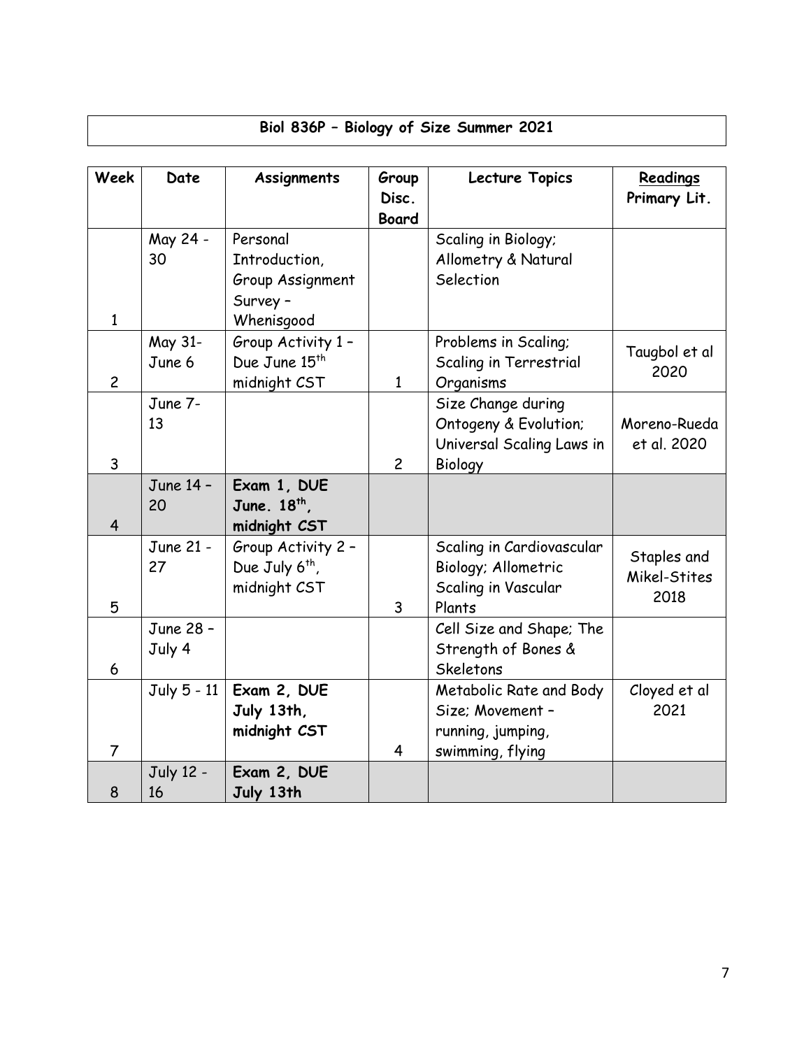**Biol 836P – Biology of Size Summer 2021**

| Week | Date | Assignments | Group Disc. Board | Lecture Topics | Readings Primary Lit. |
|---|---|---|---|---|---|
| 1 | May 24 - 30 | Personal Introduction, Group Assignment Survey – Whenisgood | | Scaling in Biology; Allometry & Natural Selection | |
| 2 | May 31- June 6 | Group Activity 1 – Due June 15th midnight CST | 1 | Problems in Scaling; Scaling in Terrestrial Organisms | Taugbol et al 2020 |
| 3 | June 7- 13 | | 2 | Size Change during Ontogeny & Evolution; Universal Scaling Laws in Biology | Moreno-Rueda et al. 2020 |
| 4 | June 14 – 20 | **Exam 1, DUE June. 18th, midnight CST** | | | |
| 5 | June 21 - 27 | Group Activity 2 – Due July 6th, midnight CST | 3 | Scaling in Cardiovascular Biology; Allometric Scaling in Vascular Plants | Staples and Mikel-Stites 2018 |
| 6 | June 28 – July 4 | | | Cell Size and Shape; The Strength of Bones & Skeletons | |
| 7 | July 5 - 11 | **Exam 2, DUE July 13th, midnight CST** | 4 | Metabolic Rate and Body Size; Movement – running, jumping, swimming, flying | Cloyed et al 2021 |
| 8 | July 12 - 16 | **Exam 2, DUE July 13th** | | | |